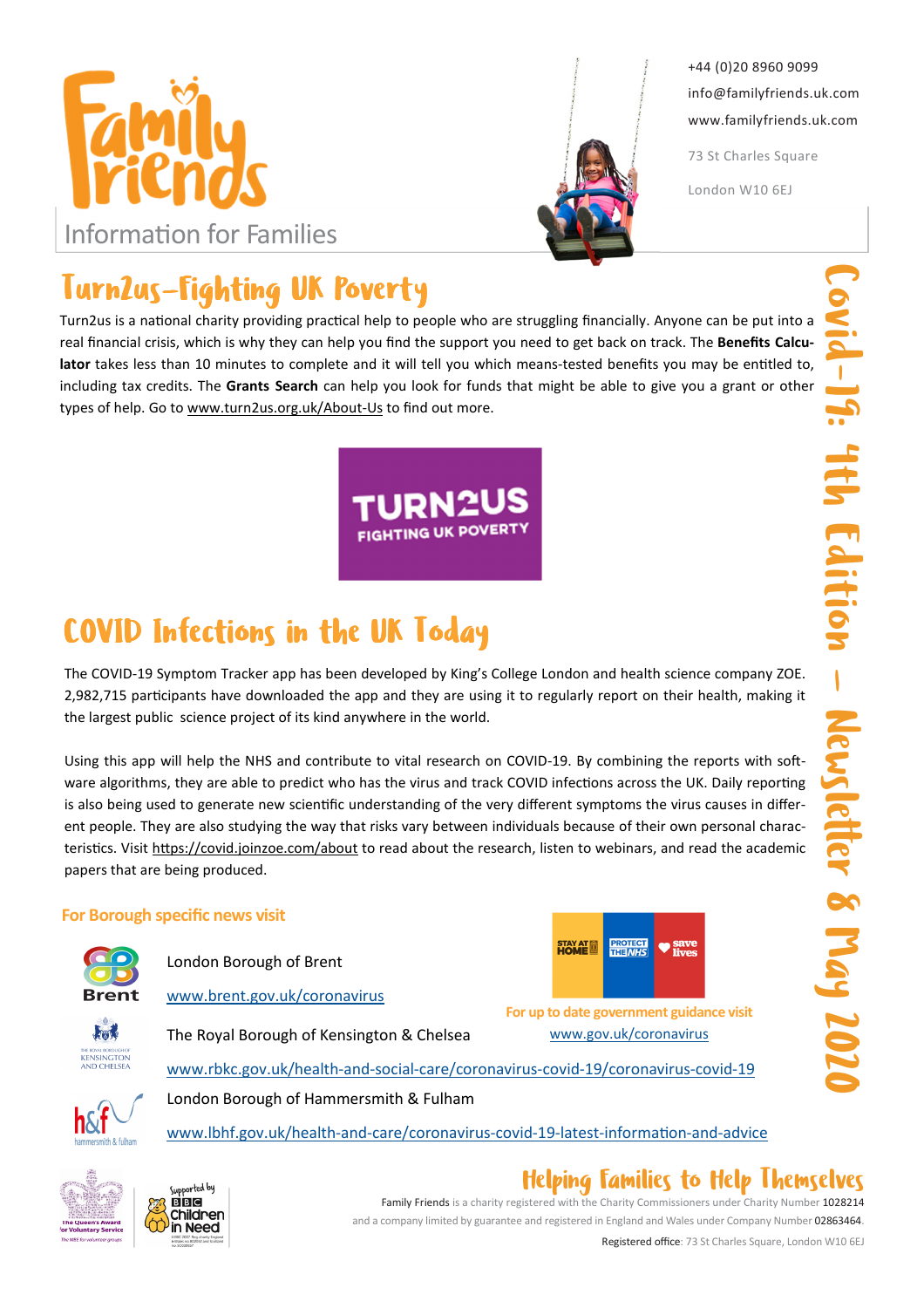# Family Friends

Information for Families

+44 (0)20 8960 9099
info@familyfriends.uk.com
www.familyfriends.uk.com

73 St Charles Square
London W10 6EJ

Covid-19: 4th Edition – Newsletter 8 May 2020

## Turn2us–Fighting UK Poverty

Turn2us is a national charity providing practical help to people who are struggling financially. Anyone can be put into a real financial crisis, which is why they can help you find the support you need to get back on track. The **Benefits Calculator** takes less than 10 minutes to complete and it will tell you which means-tested benefits you may be entitled to, including tax credits. The **Grants Search** can help you look for funds that might be able to give you a grant or other types of help. Go to www.turn2us.org.uk/About-Us to find out more.

TURN2US FIGHTING UK POVERTY

## COVID Infections in the UK Today

The COVID-19 Symptom Tracker app has been developed by King's College London and health science company ZOE. 2,982,715 participants have downloaded the app and they are using it to regularly report on their health, making it the largest public science project of its kind anywhere in the world.

Using this app will help the NHS and contribute to vital research on COVID-19. By combining the reports with software algorithms, they are able to predict who has the virus and track COVID infections across the UK. Daily reporting is also being used to generate new scientific understanding of the very different symptoms the virus causes in different people. They are also studying the way that risks vary between individuals because of their own personal characteristics. Visit https://covid.joinzoe.com/about to read about the research, listen to webinars, and read the academic papers that are being produced.

### For Borough specific news visit

London Borough of Brent
www.brent.gov.uk/coronavirus

The Royal Borough of Kensington & Chelsea
www.rbkc.gov.uk/health-and-social-care/coronavirus-covid-19/coronavirus-covid-19

London Borough of Hammersmith & Fulham
www.lbhf.gov.uk/health-and-care/coronavirus-covid-19-latest-information-and-advice

STAY AT HOME | PROTECT THE NHS | save lives

**For up to date government guidance visit**
www.gov.uk/coronavirus

## Helping Families to Help Themselves

Family Friends is a charity registered with the Charity Commissioners under Charity Number 1028214 and a company limited by guarantee and registered in England and Wales under Company Number 02863464.

Registered office: 73 St Charles Square, London W10 6EJ

The Queen's Award for Voluntary Service

Supported by BBC Children in Need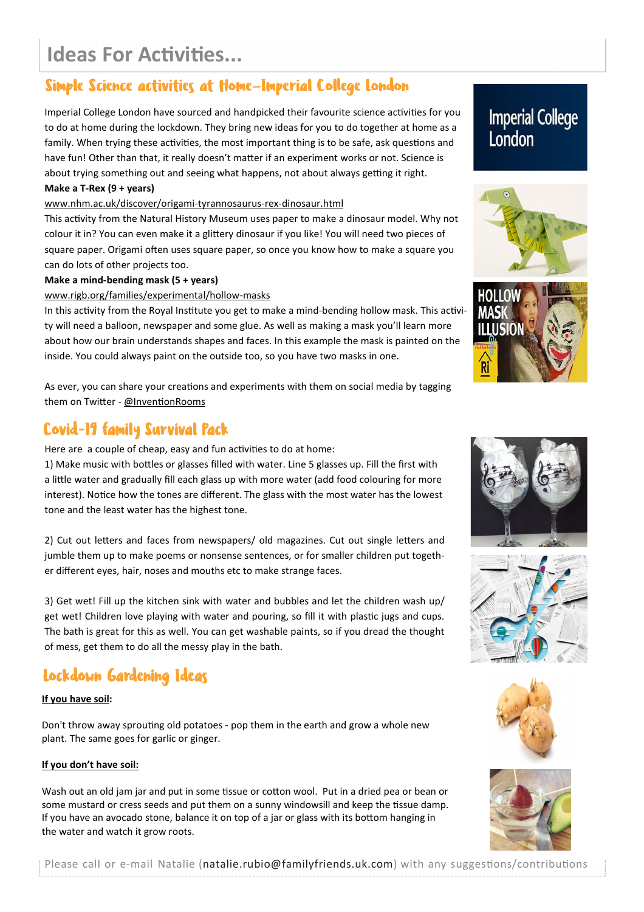# Ideas For Activities...

## Simple Science activities at Home–Imperial College London

Imperial College London have sourced and handpicked their favourite science activities for you to do at home during the lockdown. They bring new ideas for you to do together at home as a family. When trying these activities, the most important thing is to be safe, ask questions and have fun! Other than that, it really doesn't matter if an experiment works or not. Science is about trying something out and seeing what happens, not about always getting it right.

**Make a T-Rex (9 + years)**

www.nhm.ac.uk/discover/origami-tyrannosaurus-rex-dinosaur.html

This activity from the Natural History Museum uses paper to make a dinosaur model. Why not colour it in? You can even make it a glittery dinosaur if you like! You will need two pieces of square paper. Origami often uses square paper, so once you know how to make a square you can do lots of other projects too.

**Make a mind-bending mask (5 + years)**

www.rigb.org/families/experimental/hollow-masks

In this activity from the Royal Institute you get to make a mind-bending hollow mask. This activity will need a balloon, newspaper and some glue. As well as making a mask you'll learn more about how our brain understands shapes and faces. In this example the mask is painted on the inside. You could always paint on the outside too, so you have two masks in one.

As ever, you can share your creations and experiments with them on social media by tagging them on Twitter - @InventionRooms

## Covid-19 family Survival Pack

Here are a couple of cheap, easy and fun activities to do at home:

1) Make music with bottles or glasses filled with water. Line 5 glasses up. Fill the first with a little water and gradually fill each glass up with more water (add food colouring for more interest). Notice how the tones are different. The glass with the most water has the lowest tone and the least water has the highest tone.

2) Cut out letters and faces from newspapers/ old magazines. Cut out single letters and jumble them up to make poems or nonsense sentences, or for smaller children put together different eyes, hair, noses and mouths etc to make strange faces.

3) Get wet! Fill up the kitchen sink with water and bubbles and let the children wash up/ get wet! Children love playing with water and pouring, so fill it with plastic jugs and cups. The bath is great for this as well. You can get washable paints, so if you dread the thought of mess, get them to do all the messy play in the bath.

## Lockdown Gardening Ideas

**<u>If you have soil</u>:**

Don't throw away sprouting old potatoes - pop them in the earth and grow a whole new plant. The same goes for garlic or ginger.

**<u>If you don't have soil:</u>**

Wash out an old jam jar and put in some tissue or cotton wool. Put in a dried pea or bean or some mustard or cress seeds and put them on a sunny windowsill and keep the tissue damp. If you have an avocado stone, balance it on top of a jar or glass with its bottom hanging in the water and watch it grow roots.

Please call or e-mail Natalie (natalie.rubio@familyfriends.uk.com) with any suggestions/contributions